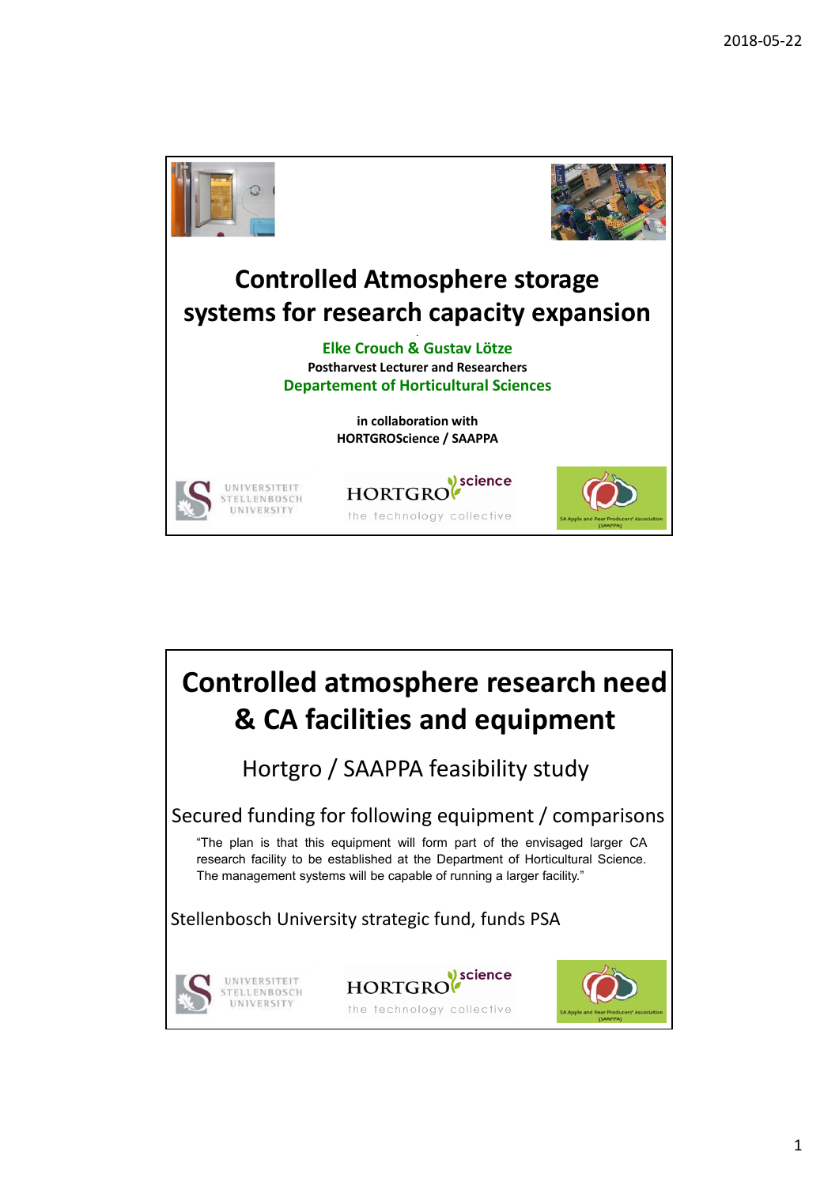# Controlled Atmosphere storage systems for research capacity expansion

Elke Crouch & Gustav Lötze

**Postharvest Lecturer and Researchers**

Departement of Horticultural Sciences

**in collaboration with**
**HORTGROScience / SAAPPA**

UNIVERSITEIT STELLENBOSCH UNIVERSITY

HORTGRO science – the technology collective

SA Apple and Pear Producers' Association (SAAPPA)

# Controlled atmosphere research need & CA facilities and equipment

Hortgro / SAAPPA feasibility study

Secured funding for following equipment / comparisons

"The plan is that this equipment will form part of the envisaged larger CA research facility to be established at the Department of Horticultural Science. The management systems will be capable of running a larger facility."

Stellenbosch University strategic fund, funds PSA

UNIVERSITEIT STELLENBOSCH UNIVERSITY

HORTGRO science – the technology collective

SA Apple and Pear Producers' Association (SAAPPA)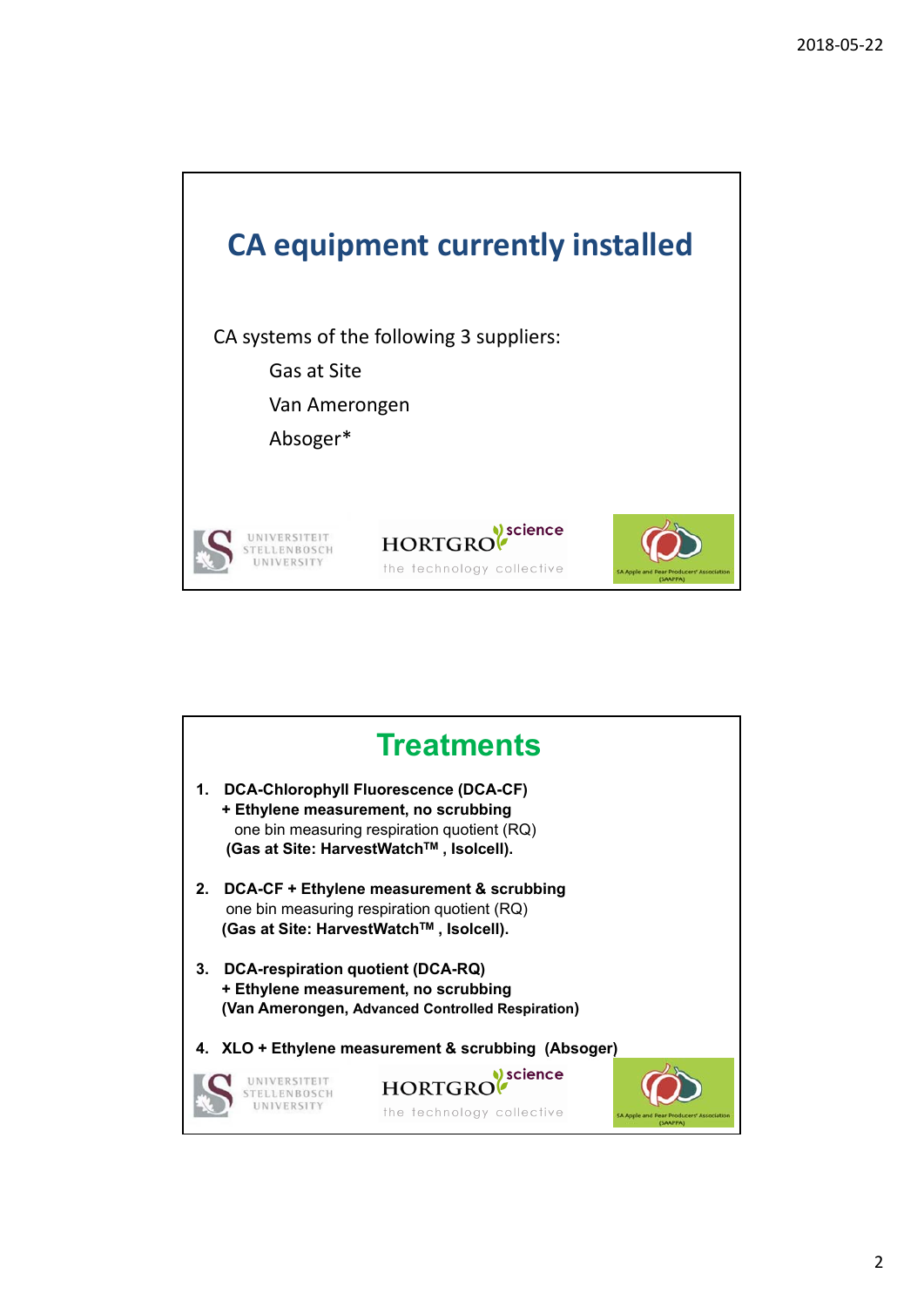## CA equipment currently installed

CA systems of the following 3 suppliers:

- Gas at Site
- Van Amerongen
- Absoger*

UNIVERSITEIT STELLENBOSCH UNIVERSITY | HORTGRO science the technology collective | SA Apple and Pear Producers' Association (SAAPPA)

## Treatments

1. **DCA-Chlorophyll Fluorescence (DCA-CF)**
   **+ Ethylene measurement, no scrubbing**
   one bin measuring respiration quotient (RQ)
   **(Gas at Site: HarvestWatch™ , Isolcell).**

2. **DCA-CF + Ethylene measurement & scrubbing**
   one bin measuring respiration quotient (RQ)
   **(Gas at Site: HarvestWatch™ , Isolcell).**

3. **DCA-respiration quotient (DCA-RQ)**
   **+ Ethylene measurement, no scrubbing**
   **(Van Amerongen, Advanced Controlled Respiration)**

4. **XLO + Ethylene measurement & scrubbing (Absoger)**

UNIVERSITEIT STELLENBOSCH UNIVERSITY | HORTGRO science the technology collective | SA Apple and Pear Producers' Association (SAAPPA)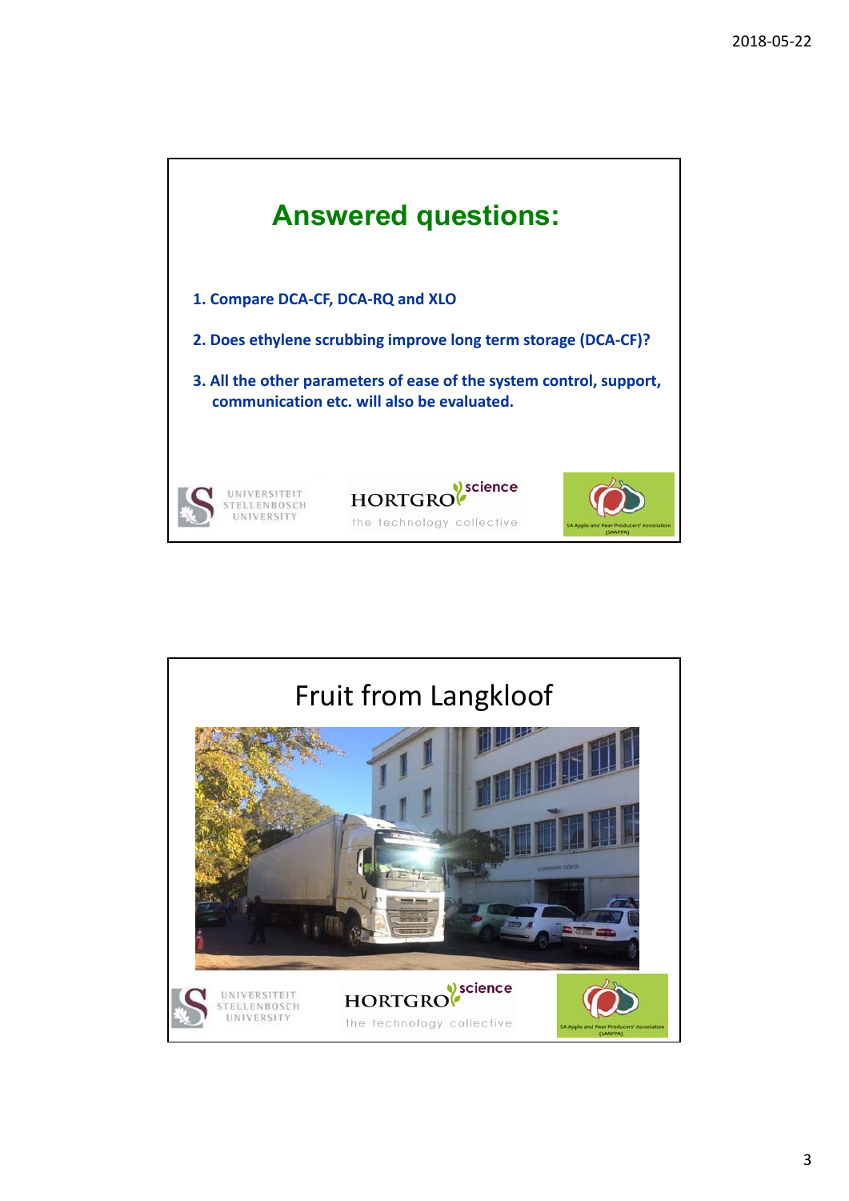## Answered questions:

1. Compare DCA-CF, DCA-RQ and XLO
2. Does ethylene scrubbing improve long term storage (DCA-CF)?
3. All the other parameters of ease of the system control, support, communication etc. will also be evaluated.

UNIVERSITEIT STELLENBOSCH UNIVERSITY

HORTGRO science — the technology collective

SA Apple and Pear Producers' Association (SAAPPA)

## Fruit from Langkloof

UNIVERSITEIT STELLENBOSCH UNIVERSITY

HORTGRO science — the technology collective

SA Apple and Pear Producers' Association (SAAPPA)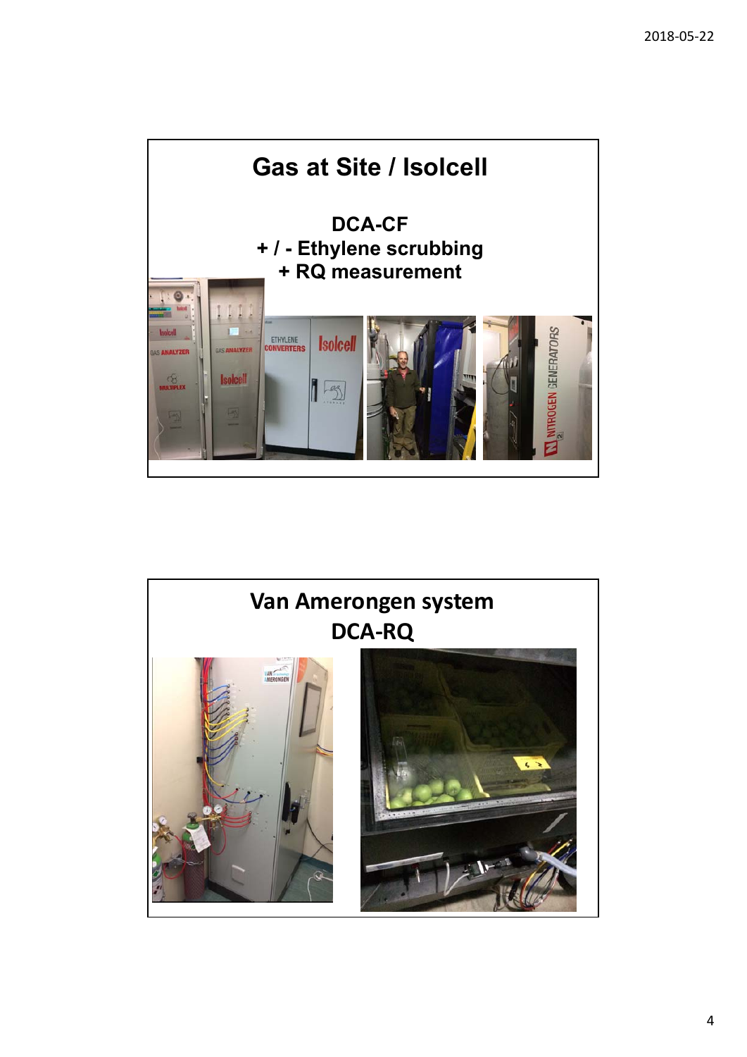## Gas at Site / Isolcell

**DCA-CF**
**+ / - Ethylene scrubbing**
**+ RQ measurement**

## Van Amerongen system DCA-RQ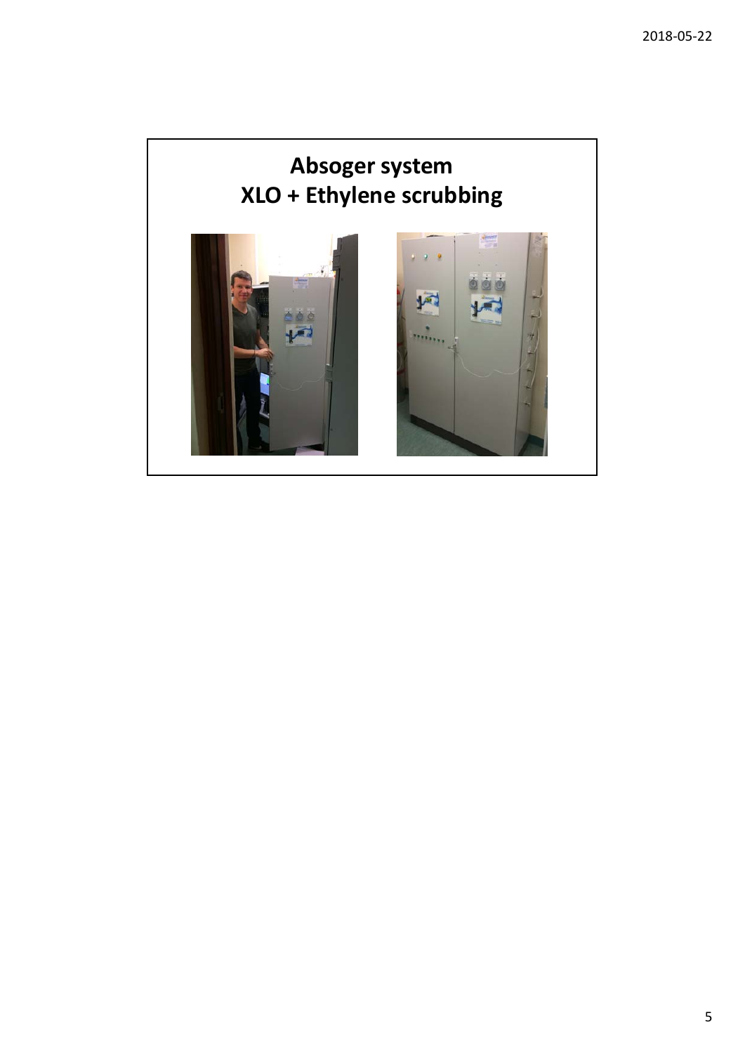# Absoger system
# XLO + Ethylene scrubbing